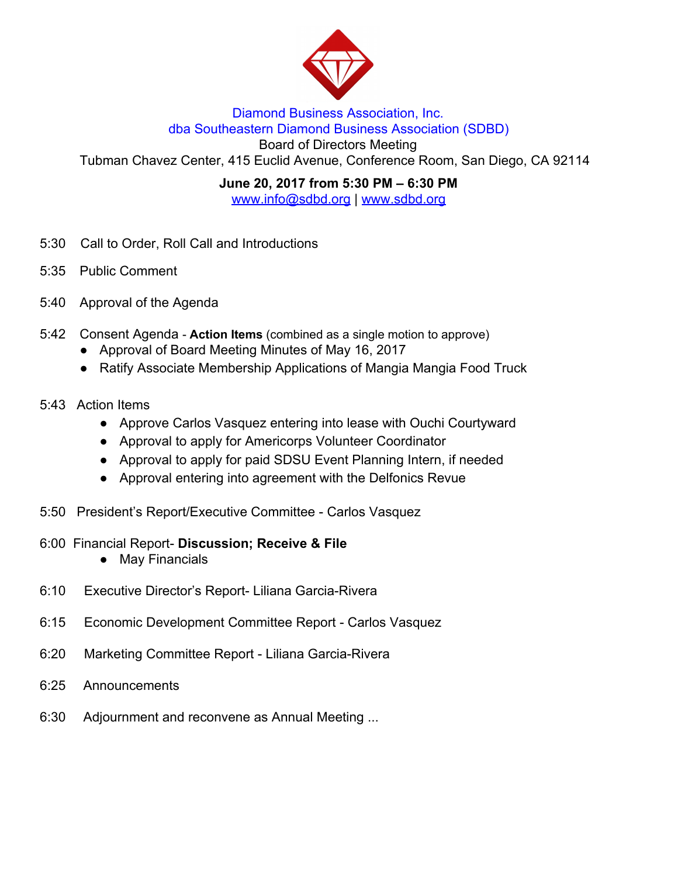Diamond Business Association, Inc.
dba Southeastern Diamond Business Association (SDBD)
Board of Directors Meeting
Tubman Chavez Center, 415 Euclid Avenue, Conference Room, San Diego, CA 92114

**June 20, 2017 from 5:30 PM – 6:30 PM**
www.info@sdbd.org | www.sdbd.org

5:30 Call to Order, Roll Call and Introductions

5:35 Public Comment

5:40 Approval of the Agenda

5:42 Consent Agenda - **Action Items** (combined as a single motion to approve)

- Approval of Board Meeting Minutes of May 16, 2017
- Ratify Associate Membership Applications of Mangia Mangia Food Truck

5:43 Action Items

- Approve Carlos Vasquez entering into lease with Ouchi Courtyward
- Approval to apply for Americorps Volunteer Coordinator
- Approval to apply for paid SDSU Event Planning Intern, if needed
- Approval entering into agreement with the Delfonics Revue

5:50 President's Report/Executive Committee - Carlos Vasquez

6:00 Financial Report- **Discussion; Receive & File**

- May Financials

6:10 Executive Director's Report- Liliana Garcia-Rivera

6:15 Economic Development Committee Report - Carlos Vasquez

6:20 Marketing Committee Report - Liliana Garcia-Rivera

6:25 Announcements

6:30 Adjournment and reconvene as Annual Meeting ...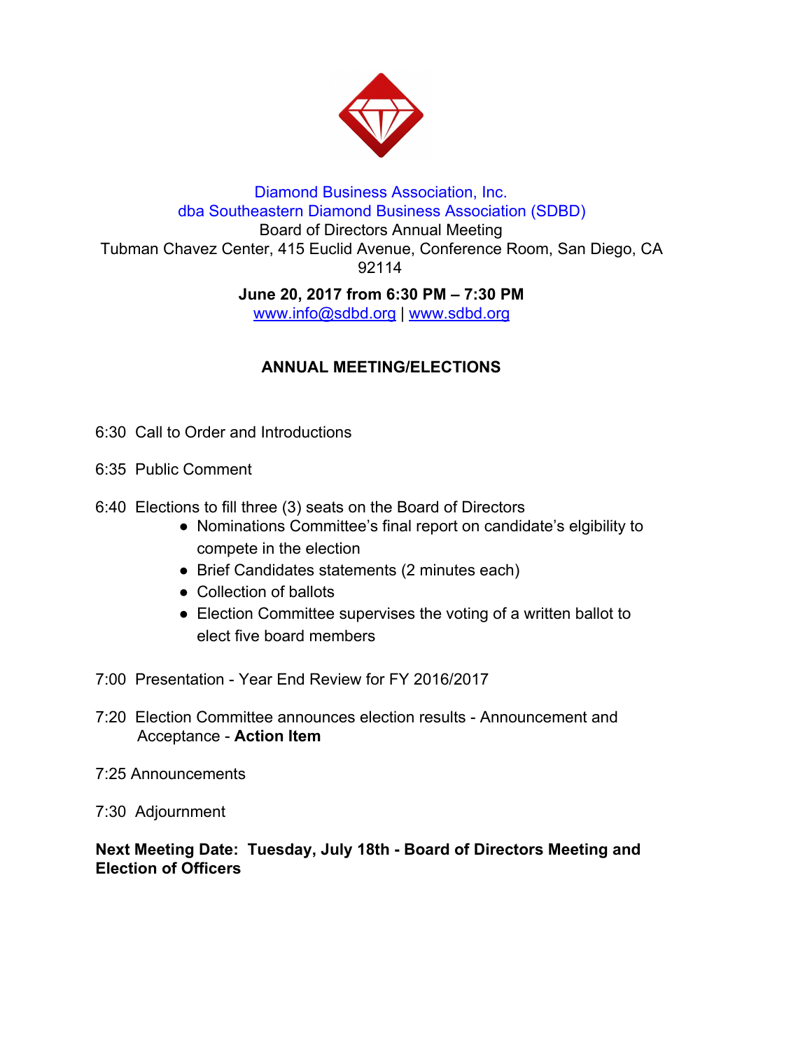Diamond Business Association, Inc.
dba Southeastern Diamond Business Association (SDBD)
Board of Directors Annual Meeting
Tubman Chavez Center, 415 Euclid Avenue, Conference Room, San Diego, CA 92114

**June 20, 2017 from 6:30 PM – 7:30 PM**
www.info@sdbd.org | www.sdbd.org

## ANNUAL MEETING/ELECTIONS

6:30 Call to Order and Introductions

6:35 Public Comment

6:40 Elections to fill three (3) seats on the Board of Directors
- Nominations Committee's final report on candidate's elgibility to compete in the election
- Brief Candidates statements (2 minutes each)
- Collection of ballots
- Election Committee supervises the voting of a written ballot to elect five board members

7:00 Presentation - Year End Review for FY 2016/2017

7:20 Election Committee announces election results - Announcement and Acceptance - **Action Item**

7:25 Announcements

7:30 Adjournment

**Next Meeting Date: Tuesday, July 18th - Board of Directors Meeting and Election of Officers**